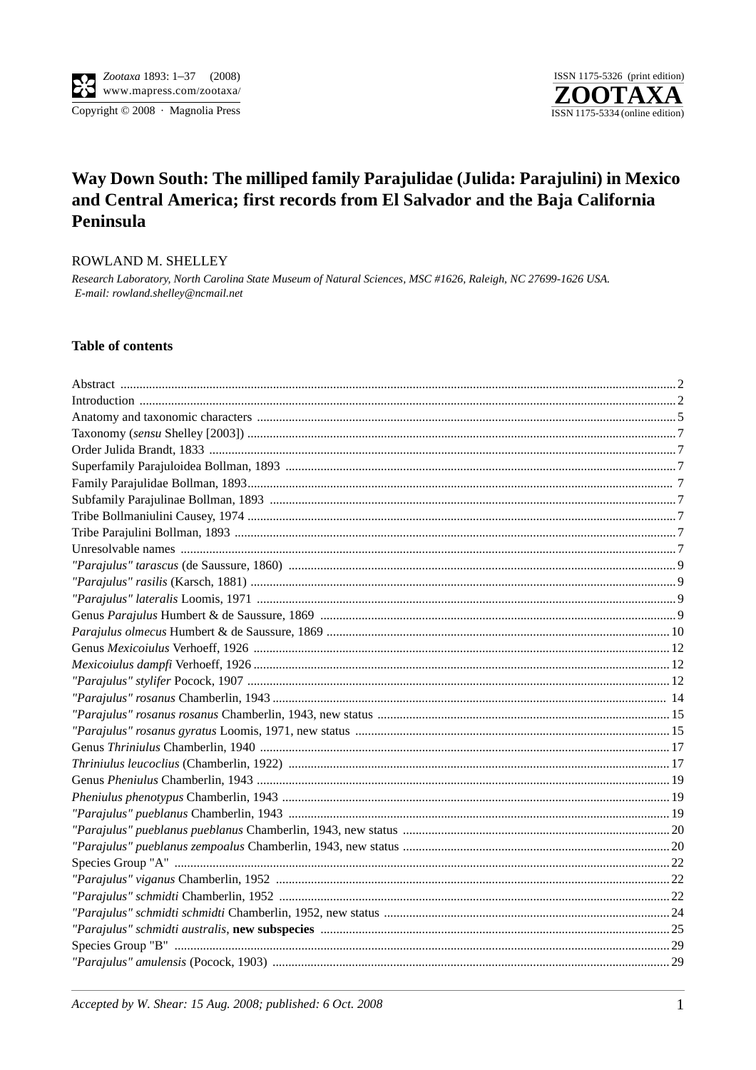Zootaxa 1893: 1–37 (2008)
www.mapress.com/zootaxa/
Copyright © 2008 · Magnolia Press

ISSN 1175-5326 (print edition)
ZOOTAXA
ISSN 1175-5334 (online edition)

# Way Down South: The milliped family Parajulidae (Julida: Parajulini) in Mexico and Central America; first records from El Salvador and the Baja California Peninsula

ROWLAND M. SHELLEY

*Research Laboratory, North Carolina State Museum of Natural Sciences, MSC #1626, Raleigh, NC 27699-1626 USA.*
*E-mail: rowland.shelley@ncmail.net*

## Table of contents

| | |
|---|---|
| Abstract | 2 |
| Introduction | 2 |
| Anatomy and taxonomic characters | 5 |
| Taxonomy (*sensu* Shelley [2003]) | 7 |
| Order Julida Brandt, 1833 | 7 |
| Superfamily Parajuloidea Bollman, 1893 | 7 |
| Family Parajulidae Bollman, 1893 | 7 |
| Subfamily Parajulinae Bollman, 1893 | 7 |
| Tribe Bollmaniulini Causey, 1974 | 7 |
| Tribe Parajulini Bollman, 1893 | 7 |
| Unresolvable names | 7 |
| *"Parajulus" tarascus* (de Saussure, 1860) | 9 |
| *"Parajulus" rasilis* (Karsch, 1881) | 9 |
| *"Parajulus" lateralis* Loomis, 1971 | 9 |
| Genus *Parajulus* Humbert & de Saussure, 1869 | 9 |
| *Parajulus olmecus* Humbert & de Saussure, 1869 | 10 |
| Genus *Mexicoiulus* Verhoeff, 1926 | 12 |
| *Mexicoiulus dampfi* Verhoeff, 1926 | 12 |
| *"Parajulus" stylifer* Pocock, 1907 | 12 |
| *"Parajulus" rosanus* Chamberlin, 1943 | 14 |
| *"Parajulus" rosanus rosanus* Chamberlin, 1943, new status | 15 |
| *"Parajulus" rosanus gyratus* Loomis, 1971, new status | 15 |
| Genus *Thriniulus* Chamberlin, 1940 | 17 |
| *Thriniulus leucoclius* (Chamberlin, 1922) | 17 |
| Genus *Pheniulus* Chamberlin, 1943 | 19 |
| *Pheniulus phenotypus* Chamberlin, 1943 | 19 |
| *"Parajulus" pueblanus* Chamberlin, 1943 | 19 |
| *"Parajulus" pueblanus pueblanus* Chamberlin, 1943, new status | 20 |
| *"Parajulus" pueblanus zempoalus* Chamberlin, 1943, new status | 20 |
| Species Group "A" | 22 |
| *"Parajulus" viganus* Chamberlin, 1952 | 22 |
| *"Parajulus" schmidti* Chamberlin, 1952 | 22 |
| *"Parajulus" schmidti schmidti* Chamberlin, 1952, new status | 24 |
| *"Parajulus" schmidti australis*, **new subspecies** | 25 |
| Species Group "B" | 29 |
| *"Parajulus" amulensis* (Pocock, 1903) | 29 |

*Accepted by W. Shear: 15 Aug. 2008; published: 6 Oct. 2008*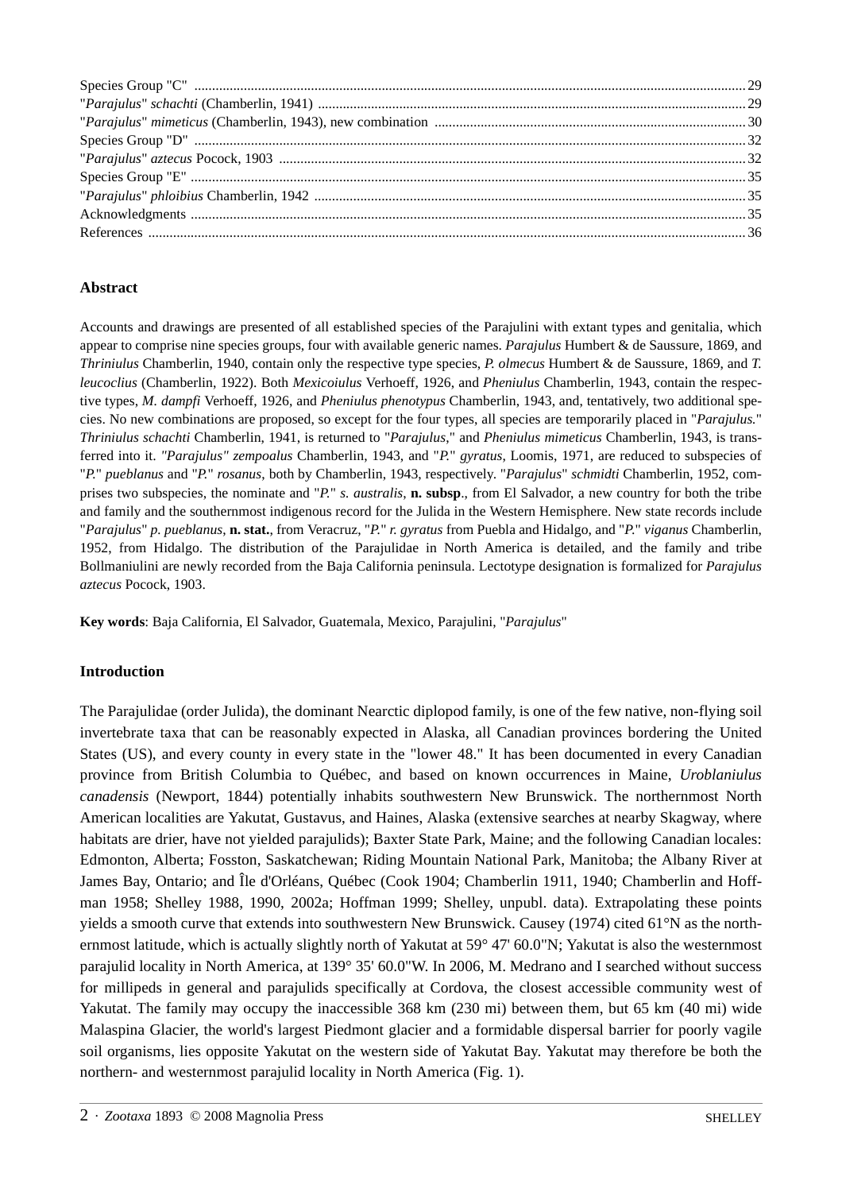Species Group "C" ........................................................................................................................................... 29
"*Parajulus*" *schachti* (Chamberlin, 1941) ......................................................................................................... 29
"*Parajulus*" *mimeticus* (Chamberlin, 1943), new combination ....................................................................... 30
Species Group "D" ........................................................................................................................................... 32
"*Parajulus*" *aztecus* Pocock, 1903 ................................................................................................................... 32
Species Group "E" ........................................................................................................................................... 35
"*Parajulus*" *phloibius* Chamberlin, 1942 ......................................................................................................... 35
Acknowledgments ............................................................................................................................................ 35
References ....................................................................................................................................................... 36

## Abstract

Accounts and drawings are presented of all established species of the Parajulini with extant types and genitalia, which appear to comprise nine species groups, four with available generic names. *Parajulus* Humbert & de Saussure, 1869, and *Thriniulus* Chamberlin, 1940, contain only the respective type species, *P. olmecus* Humbert & de Saussure, 1869, and *T. leucoclius* (Chamberlin, 1922). Both *Mexicoiulus* Verhoeff, 1926, and *Pheniulus* Chamberlin, 1943, contain the respective types, *M. dampfi* Verhoeff, 1926, and *Pheniulus phenotypus* Chamberlin, 1943, and, tentatively, two additional species. No new combinations are proposed, so except for the four types, all species are temporarily placed in "*Parajulus.*" *Thriniulus schachti* Chamberlin, 1941, is returned to "*Parajulus*," and *Pheniulus mimeticus* Chamberlin, 1943, is transferred into it. *"Parajulus" zempoalus* Chamberlin, 1943, and "*P.*" *gyratus*, Loomis, 1971, are reduced to subspecies of "*P.*" *pueblanus* and "*P.*" *rosanus*, both by Chamberlin, 1943, respectively. "*Parajulus*" *schmidti* Chamberlin, 1952, comprises two subspecies, the nominate and "*P.*" *s. australis*, **n. subsp**., from El Salvador, a new country for both the tribe and family and the southernmost indigenous record for the Julida in the Western Hemisphere. New state records include "*Parajulus*" *p. pueblanus*, **n. stat.**, from Veracruz, "*P.*" *r. gyratus* from Puebla and Hidalgo, and "*P.*" *viganus* Chamberlin, 1952, from Hidalgo. The distribution of the Parajulidae in North America is detailed, and the family and tribe Bollmaniulini are newly recorded from the Baja California peninsula. Lectotype designation is formalized for *Parajulus aztecus* Pocock, 1903.

**Key words**: Baja California, El Salvador, Guatemala, Mexico, Parajulini, "*Parajulus*"

## Introduction

The Parajulidae (order Julida), the dominant Nearctic diplopod family, is one of the few native, non-flying soil invertebrate taxa that can be reasonably expected in Alaska, all Canadian provinces bordering the United States (US), and every county in every state in the "lower 48." It has been documented in every Canadian province from British Columbia to Québec, and based on known occurrences in Maine, *Uroblaniulus canadensis* (Newport, 1844) potentially inhabits southwestern New Brunswick. The northernmost North American localities are Yakutat, Gustavus, and Haines, Alaska (extensive searches at nearby Skagway, where habitats are drier, have not yielded parajulids); Baxter State Park, Maine; and the following Canadian locales: Edmonton, Alberta; Fosston, Saskatchewan; Riding Mountain National Park, Manitoba; the Albany River at James Bay, Ontario; and Île d'Orléans, Québec (Cook 1904; Chamberlin 1911, 1940; Chamberlin and Hoffman 1958; Shelley 1988, 1990, 2002a; Hoffman 1999; Shelley, unpubl. data). Extrapolating these points yields a smooth curve that extends into southwestern New Brunswick. Causey (1974) cited 61°N as the northernmost latitude, which is actually slightly north of Yakutat at 59° 47' 60.0"N; Yakutat is also the westernmost parajulid locality in North America, at 139° 35' 60.0"W. In 2006, M. Medrano and I searched without success for millipeds in general and parajulids specifically at Cordova, the closest accessible community west of Yakutat. The family may occupy the inaccessible 368 km (230 mi) between them, but 65 km (40 mi) wide Malaspina Glacier, the world's largest Piedmont glacier and a formidable dispersal barrier for poorly vagile soil organisms, lies opposite Yakutat on the western side of Yakutat Bay. Yakutat may therefore be both the northern- and westernmost parajulid locality in North America (Fig. 1).